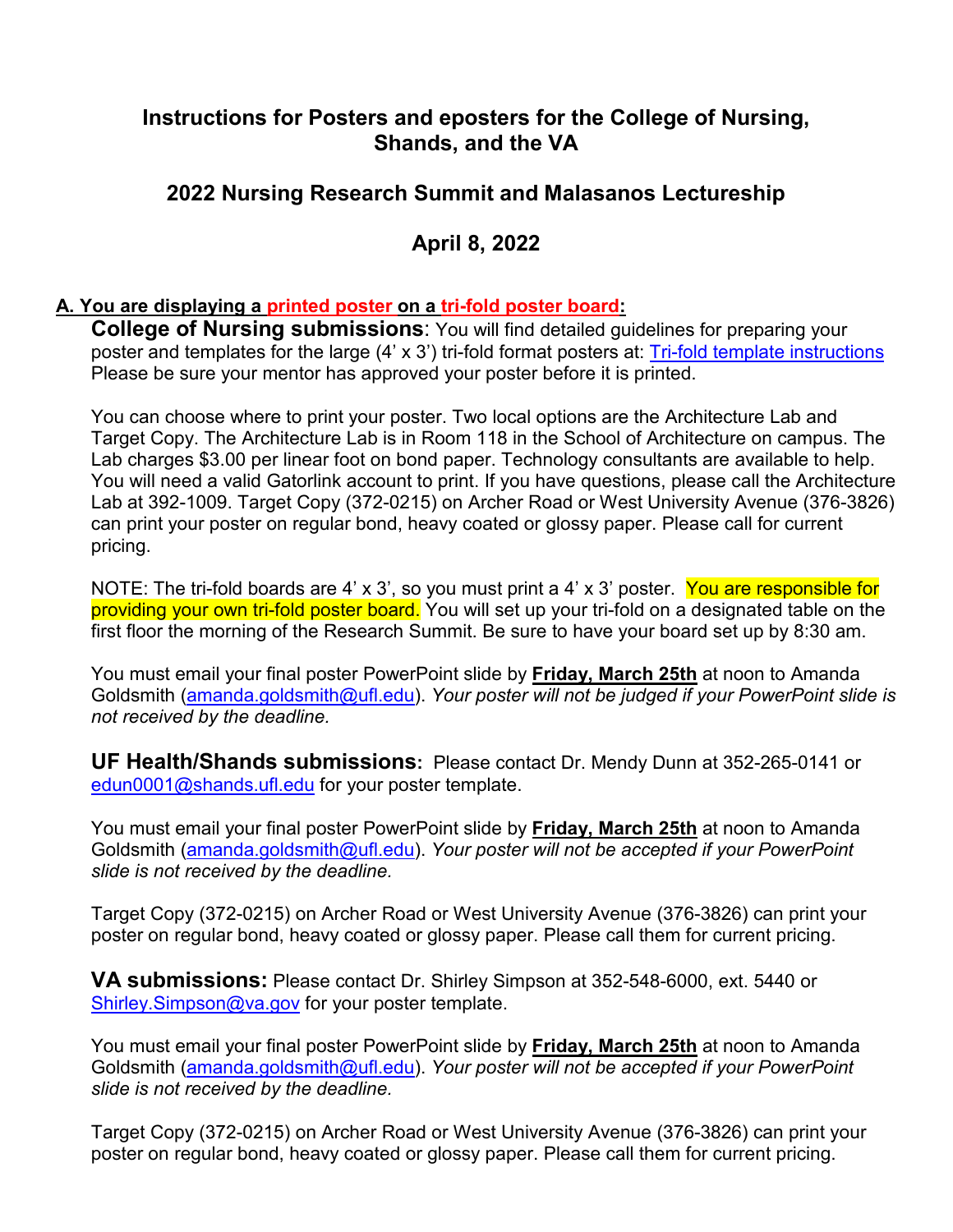# Instructions for Posters and eposters for the College of Nursing, Shands, and the VA

## 2022 Nursing Research Summit and Malasanos Lectureship

## April 8, 2022

**A. You are displaying a printed poster on a tri-fold poster board:**

**College of Nursing submissions**: You will find detailed guidelines for preparing your poster and templates for the large (4' x 3') tri-fold format posters at: Tri-fold template instructions Please be sure your mentor has approved your poster before it is printed.

You can choose where to print your poster. Two local options are the Architecture Lab and Target Copy. The Architecture Lab is in Room 118 in the School of Architecture on campus. The Lab charges $3.00 per linear foot on bond paper. Technology consultants are available to help. You will need a valid Gatorlink account to print. If you have questions, please call the Architecture Lab at 392-1009. Target Copy (372-0215) on Archer Road or West University Avenue (376-3826) can print your poster on regular bond, heavy coated or glossy paper. Please call for current pricing.

NOTE: The tri-fold boards are 4' x 3', so you must print a 4' x 3' poster. You are responsible for providing your own tri-fold poster board. You will set up your tri-fold on a designated table on the first floor the morning of the Research Summit. Be sure to have your board set up by 8:30 am.

You must email your final poster PowerPoint slide by **Friday, March 25th** at noon to Amanda Goldsmith (amanda.goldsmith@ufl.edu). *Your poster will not be judged if your PowerPoint slide is not received by the deadline.*

**UF Health/Shands submissions:** Please contact Dr. Mendy Dunn at 352-265-0141 or edun0001@shands.ufl.edu for your poster template.

You must email your final poster PowerPoint slide by **Friday, March 25th** at noon to Amanda Goldsmith (amanda.goldsmith@ufl.edu). *Your poster will not be accepted if your PowerPoint slide is not received by the deadline.*

Target Copy (372-0215) on Archer Road or West University Avenue (376-3826) can print your poster on regular bond, heavy coated or glossy paper. Please call them for current pricing.

**VA submissions:** Please contact Dr. Shirley Simpson at 352-548-6000, ext. 5440 or Shirley.Simpson@va.gov for your poster template.

You must email your final poster PowerPoint slide by **Friday, March 25th** at noon to Amanda Goldsmith (amanda.goldsmith@ufl.edu). *Your poster will not be accepted if your PowerPoint slide is not received by the deadline.*

Target Copy (372-0215) on Archer Road or West University Avenue (376-3826) can print your poster on regular bond, heavy coated or glossy paper. Please call them for current pricing.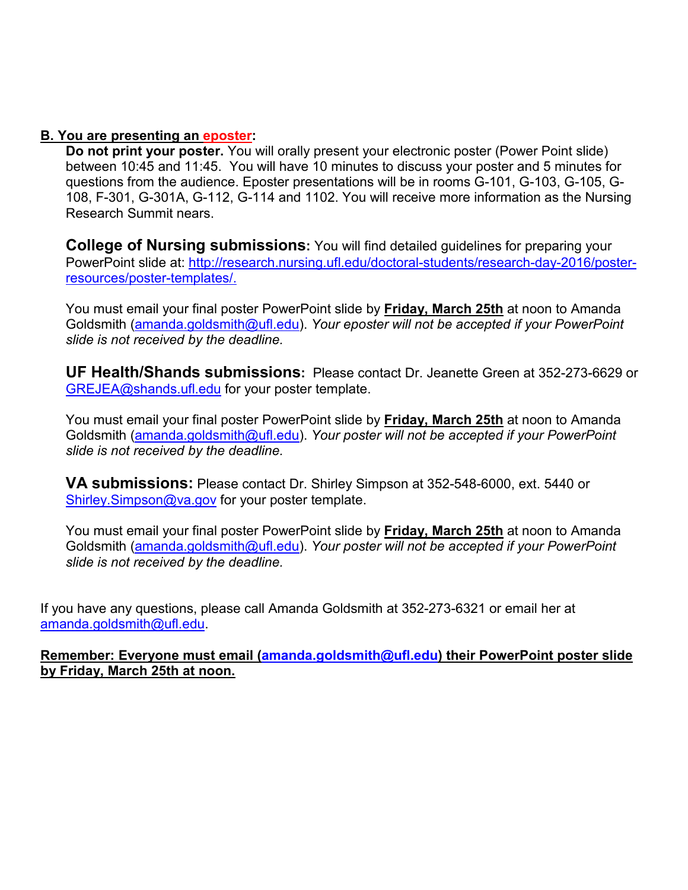**B. You are presenting an eposter:**

**Do not print your poster.** You will orally present your electronic poster (Power Point slide) between 10:45 and 11:45. You will have 10 minutes to discuss your poster and 5 minutes for questions from the audience. Eposter presentations will be in rooms G-101, G-103, G-105, G-108, F-301, G-301A, G-112, G-114 and 1102. You will receive more information as the Nursing Research Summit nears.

**College of Nursing submissions:** You will find detailed guidelines for preparing your PowerPoint slide at: http://research.nursing.ufl.edu/doctoral-students/research-day-2016/poster-resources/poster-templates/.

You must email your final poster PowerPoint slide by **Friday, March 25th** at noon to Amanda Goldsmith (amanda.goldsmith@ufl.edu). *Your eposter will not be accepted if your PowerPoint slide is not received by the deadline.*

**UF Health/Shands submissions:** Please contact Dr. Jeanette Green at 352-273-6629 or GREJEA@shands.ufl.edu for your poster template.

You must email your final poster PowerPoint slide by **Friday, March 25th** at noon to Amanda Goldsmith (amanda.goldsmith@ufl.edu). *Your poster will not be accepted if your PowerPoint slide is not received by the deadline.*

**VA submissions:** Please contact Dr. Shirley Simpson at 352-548-6000, ext. 5440 or Shirley.Simpson@va.gov for your poster template.

You must email your final poster PowerPoint slide by **Friday, March 25th** at noon to Amanda Goldsmith (amanda.goldsmith@ufl.edu). *Your poster will not be accepted if your PowerPoint slide is not received by the deadline.*

If you have any questions, please call Amanda Goldsmith at 352-273-6321 or email her at amanda.goldsmith@ufl.edu.

**Remember: Everyone must email (amanda.goldsmith@ufl.edu) their PowerPoint poster slide by Friday, March 25th at noon.**